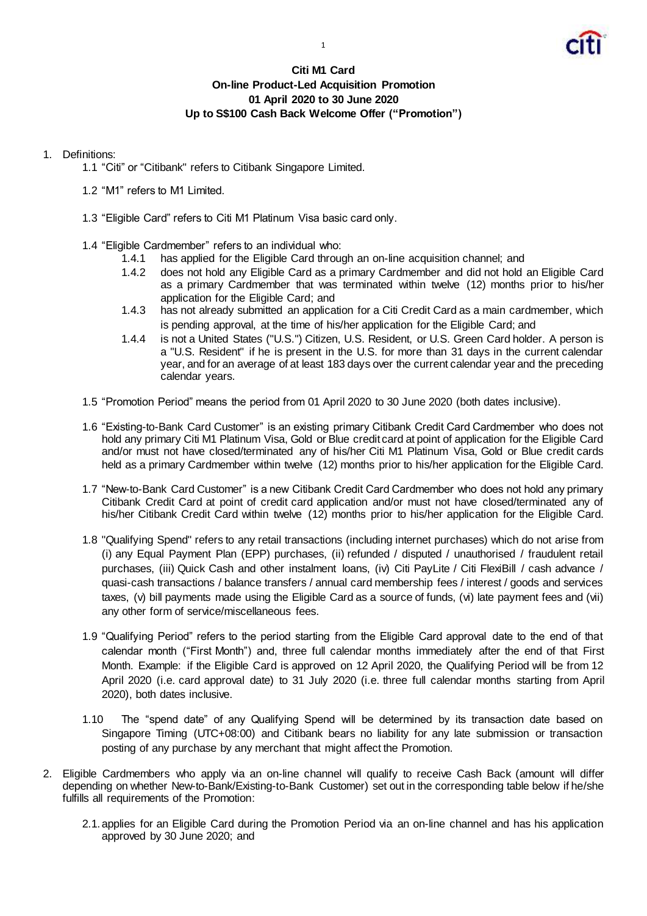**Citi M1 Card**
**On-line Product-Led Acquisition Promotion**
**01 April 2020 to 30 June 2020**
**Up to S$100 Cash Back Welcome Offer ("Promotion")**

1. Definitions:
   1.1 "Citi" or "Citibank" refers to Citibank Singapore Limited.

   1.2 "M1" refers to M1 Limited.

   1.3 "Eligible Card" refers to Citi M1 Platinum Visa basic card only.

   1.4 "Eligible Cardmember" refers to an individual who:
      1.4.1 has applied for the Eligible Card through an on-line acquisition channel; and
      1.4.2 does not hold any Eligible Card as a primary Cardmember and did not hold an Eligible Card as a primary Cardmember that was terminated within twelve (12) months prior to his/her application for the Eligible Card; and
      1.4.3 has not already submitted an application for a Citi Credit Card as a main cardmember, which is pending approval, at the time of his/her application for the Eligible Card; and
      1.4.4 is not a United States ("U.S.") Citizen, U.S. Resident, or U.S. Green Card holder. A person is a "U.S. Resident" if he is present in the U.S. for more than 31 days in the current calendar year, and for an average of at least 183 days over the current calendar year and the preceding calendar years.

   1.5 "Promotion Period" means the period from 01 April 2020 to 30 June 2020 (both dates inclusive).

   1.6 "Existing-to-Bank Card Customer" is an existing primary Citibank Credit Card Cardmember who does not hold any primary Citi M1 Platinum Visa, Gold or Blue credit card at point of application for the Eligible Card and/or must not have closed/terminated any of his/her Citi M1 Platinum Visa, Gold or Blue credit cards held as a primary Cardmember within twelve (12) months prior to his/her application for the Eligible Card.

   1.7 "New-to-Bank Card Customer" is a new Citibank Credit Card Cardmember who does not hold any primary Citibank Credit Card at point of credit card application and/or must not have closed/terminated any of his/her Citibank Credit Card within twelve (12) months prior to his/her application for the Eligible Card.

   1.8 "Qualifying Spend" refers to any retail transactions (including internet purchases) which do not arise from (i) any Equal Payment Plan (EPP) purchases, (ii) refunded / disputed / unauthorised / fraudulent retail purchases, (iii) Quick Cash and other instalment loans, (iv) Citi PayLite / Citi FlexiBill / cash advance / quasi-cash transactions / balance transfers / annual card membership fees / interest / goods and services taxes, (v) bill payments made using the Eligible Card as a source of funds, (vi) late payment fees and (vii) any other form of service/miscellaneous fees.

   1.9 "Qualifying Period" refers to the period starting from the Eligible Card approval date to the end of that calendar month ("First Month") and, three full calendar months immediately after the end of that First Month. Example: if the Eligible Card is approved on 12 April 2020, the Qualifying Period will be from 12 April 2020 (i.e. card approval date) to 31 July 2020 (i.e. three full calendar months starting from April 2020), both dates inclusive.

   1.10 The "spend date" of any Qualifying Spend will be determined by its transaction date based on Singapore Timing (UTC+08:00) and Citibank bears no liability for any late submission or transaction posting of any purchase by any merchant that might affect the Promotion.

2. Eligible Cardmembers who apply via an on-line channel will qualify to receive Cash Back (amount will differ depending on whether New-to-Bank/Existing-to-Bank Customer) set out in the corresponding table below if he/she fulfills all requirements of the Promotion:

   2.1. applies for an Eligible Card during the Promotion Period via an on-line channel and has his application approved by 30 June 2020; and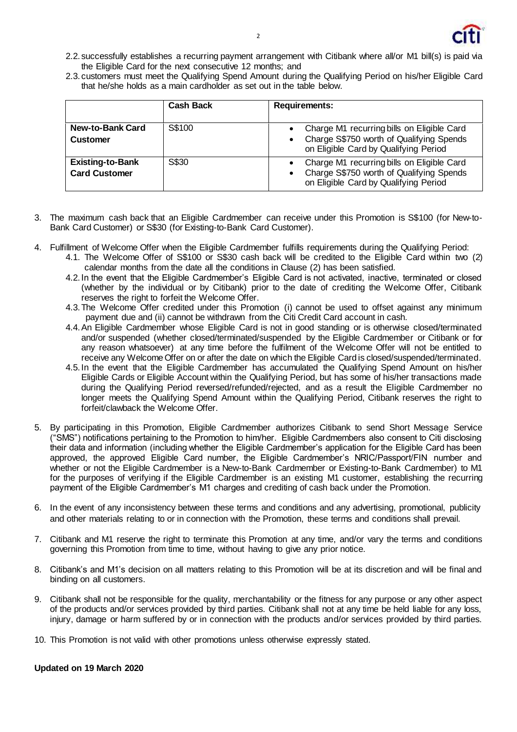2.2. successfully establishes a recurring payment arrangement with Citibank where all/or M1 bill(s) is paid via the Eligible Card for the next consecutive 12 months; and

2.3. customers must meet the Qualifying Spend Amount during the Qualifying Period on his/her Eligible Card that he/she holds as a main cardholder as set out in the table below.

| | **Cash Back** | **Requirements:** |
|---|---|---|
| **New-to-Bank Card Customer** | S$100 | • Charge M1 recurring bills on Eligible Card<br>• Charge S$750 worth of Qualifying Spends on Eligible Card by Qualifying Period |
| **Existing-to-Bank Card Customer** | S$30 | • Charge M1 recurring bills on Eligible Card<br>• Charge S$750 worth of Qualifying Spends on Eligible Card by Qualifying Period |

3. The maximum cash back that an Eligible Cardmember can receive under this Promotion is S$100 (for New-to-Bank Card Customer) or S$30 (for Existing-to-Bank Card Customer).

4. Fulfillment of Welcome Offer when the Eligible Cardmember fulfills requirements during the Qualifying Period:
   4.1. The Welcome Offer of S$100 or S$30 cash back will be credited to the Eligible Card within two (2) calendar months from the date all the conditions in Clause (2) has been satisfied.
   4.2. In the event that the Eligible Cardmember's Eligible Card is not activated, inactive, terminated or closed (whether by the individual or by Citibank) prior to the date of crediting the Welcome Offer, Citibank reserves the right to forfeit the Welcome Offer.
   4.3. The Welcome Offer credited under this Promotion (i) cannot be used to offset against any minimum payment due and (ii) cannot be withdrawn from the Citi Credit Card account in cash.
   4.4. An Eligible Cardmember whose Eligible Card is not in good standing or is otherwise closed/terminated and/or suspended (whether closed/terminated/suspended by the Eligible Cardmember or Citibank or for any reason whatsoever) at any time before the fulfilment of the Welcome Offer will not be entitled to receive any Welcome Offer on or after the date on which the Eligible Card is closed/suspended/terminated.
   4.5. In the event that the Eligible Cardmember has accumulated the Qualifying Spend Amount on his/her Eligible Cards or Eligible Account within the Qualifying Period, but has some of his/her transactions made during the Qualifying Period reversed/refunded/rejected, and as a result the Eligible Cardmember no longer meets the Qualifying Spend Amount within the Qualifying Period, Citibank reserves the right to forfeit/clawback the Welcome Offer.

5. By participating in this Promotion, Eligible Cardmember authorizes Citibank to send Short Message Service ("SMS") notifications pertaining to the Promotion to him/her. Eligible Cardmembers also consent to Citi disclosing their data and information (including whether the Eligible Cardmember's application for the Eligible Card has been approved, the approved Eligible Card number, the Eligible Cardmember's NRIC/Passport/FIN number and whether or not the Eligible Cardmember is a New-to-Bank Cardmember or Existing-to-Bank Cardmember) to M1 for the purposes of verifying if the Eligible Cardmember is an existing M1 customer, establishing the recurring payment of the Eligible Cardmember's M1 charges and crediting of cash back under the Promotion.

6. In the event of any inconsistency between these terms and conditions and any advertising, promotional, publicity and other materials relating to or in connection with the Promotion, these terms and conditions shall prevail.

7. Citibank and M1 reserve the right to terminate this Promotion at any time, and/or vary the terms and conditions governing this Promotion from time to time, without having to give any prior notice.

8. Citibank's and M1's decision on all matters relating to this Promotion will be at its discretion and will be final and binding on all customers.

9. Citibank shall not be responsible for the quality, merchantability or the fitness for any purpose or any other aspect of the products and/or services provided by third parties. Citibank shall not at any time be held liable for any loss, injury, damage or harm suffered by or in connection with the products and/or services provided by third parties.

10. This Promotion is not valid with other promotions unless otherwise expressly stated.

**Updated on 19 March 2020**